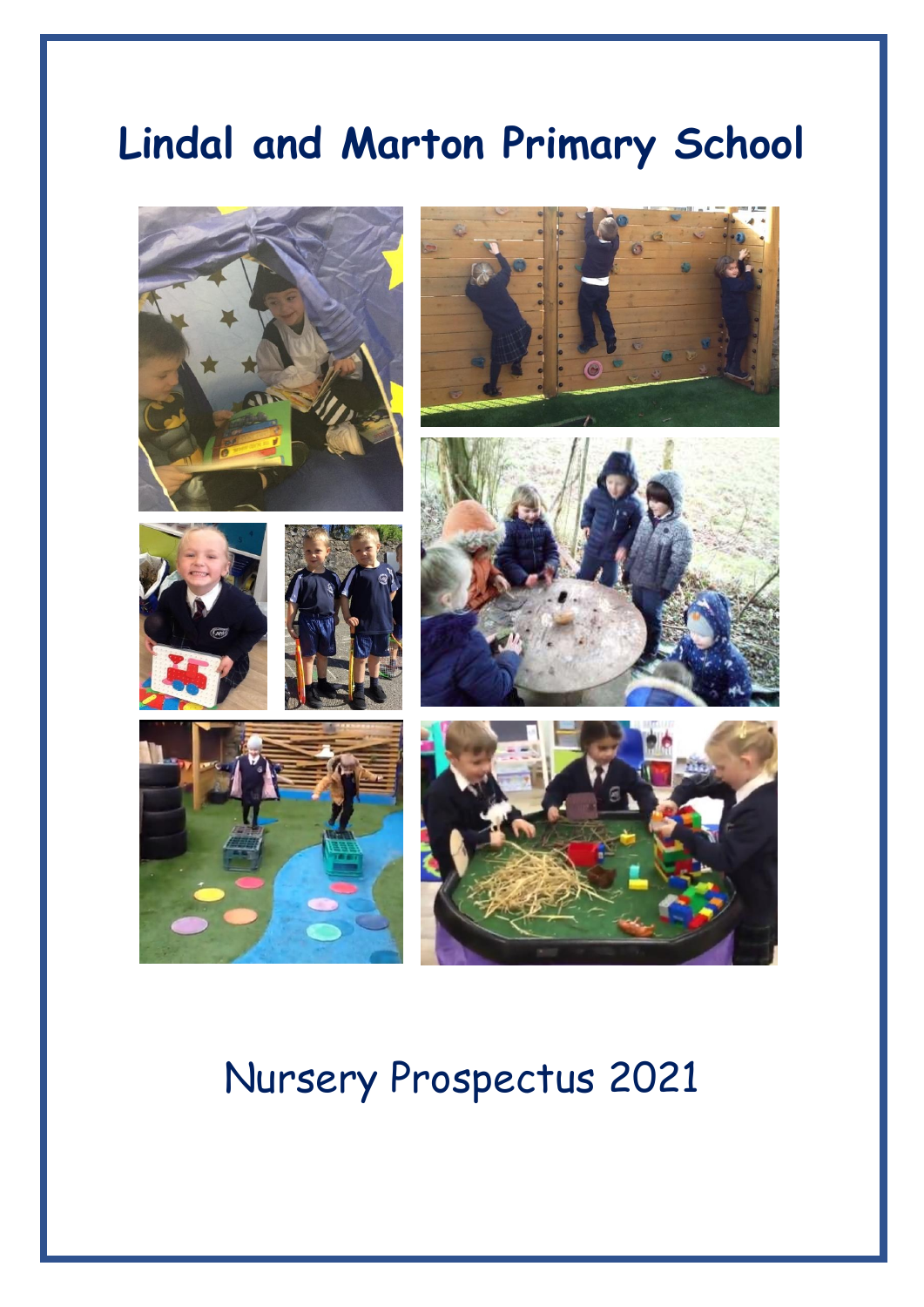# Lindal and Marton Primary School

Nursery Prospectus 2021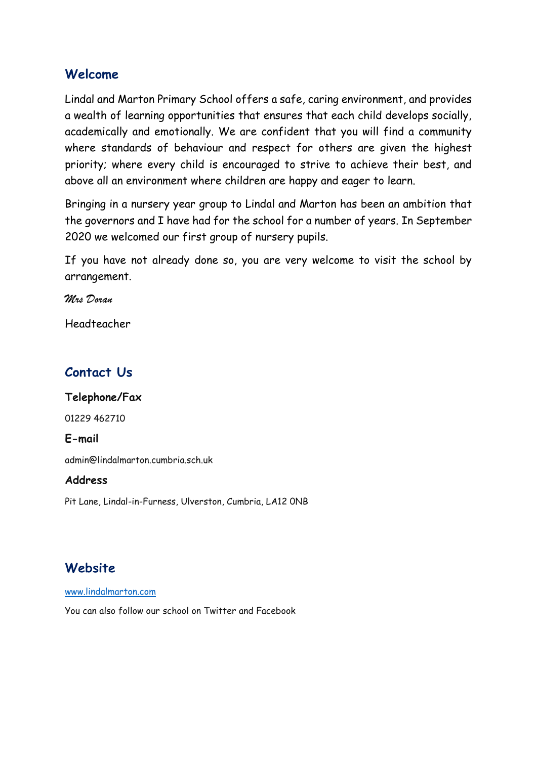## Welcome

Lindal and Marton Primary School offers a safe, caring environment, and provides a wealth of learning opportunities that ensures that each child develops socially, academically and emotionally. We are confident that you will find a community where standards of behaviour and respect for others are given the highest priority; where every child is encouraged to strive to achieve their best, and above all an environment where children are happy and eager to learn.

Bringing in a nursery year group to Lindal and Marton has been an ambition that the governors and I have had for the school for a number of years. In September 2020 we welcomed our first group of nursery pupils.

If you have not already done so, you are very welcome to visit the school by arrangement.

*Mrs Doran*

Headteacher

## Contact Us

### Telephone/Fax

01229 462710

### E-mail

admin@lindalmarton.cumbria.sch.uk

### Address

Pit Lane, Lindal-in-Furness, Ulverston, Cumbria, LA12 0NB

## Website

www.lindalmarton.com

You can also follow our school on Twitter and Facebook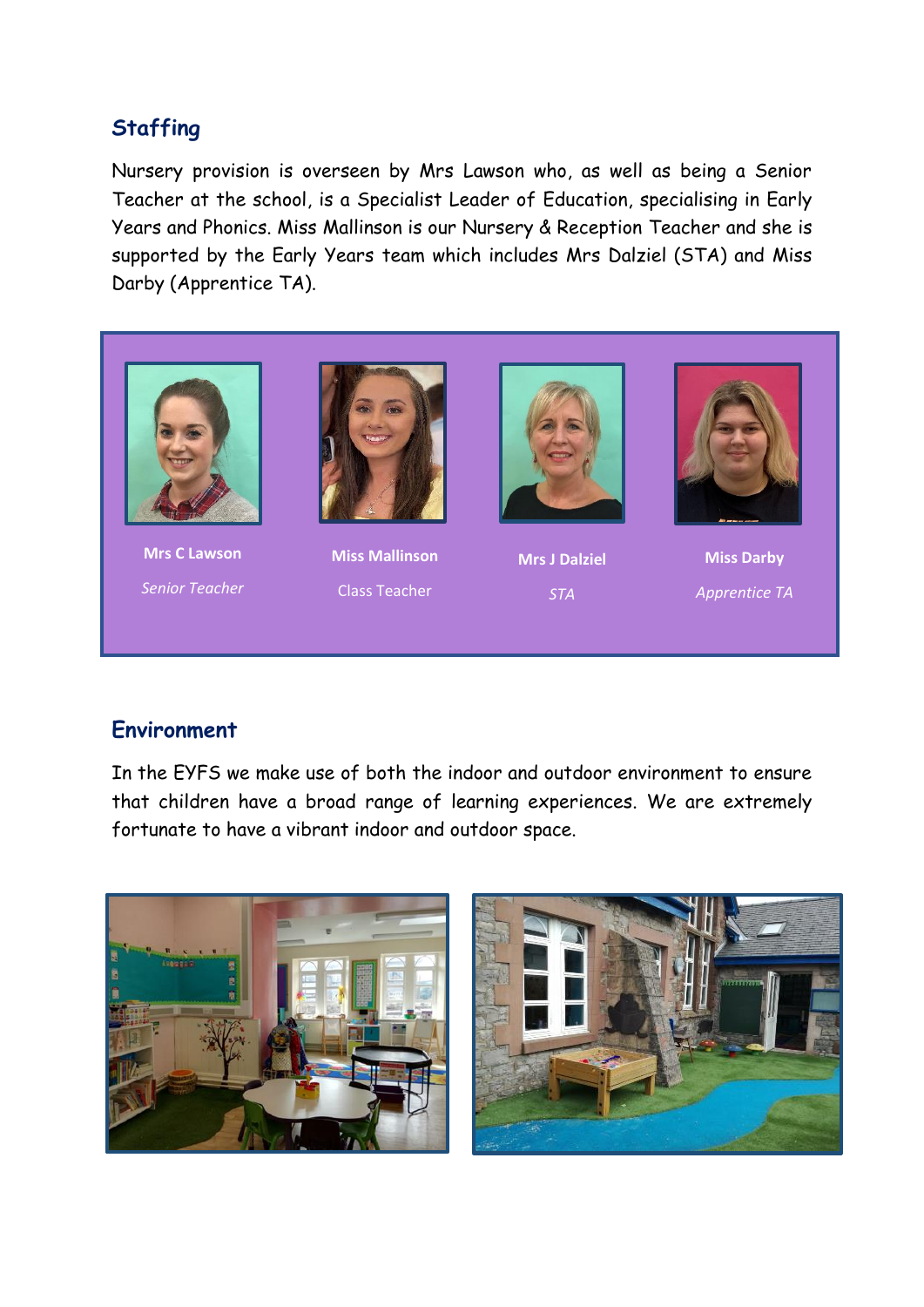## Staffing

Nursery provision is overseen by Mrs Lawson who, as well as being a Senior Teacher at the school, is a Specialist Leader of Education, specialising in Early Years and Phonics. Miss Mallinson is our Nursery & Reception Teacher and she is supported by the Early Years team which includes Mrs Dalziel (STA) and Miss Darby (Apprentice TA).

**Mrs C Lawson**
*Senior Teacher*

**Miss Mallinson**
Class Teacher

**Mrs J Dalziel**
*STA*

**Miss Darby**
*Apprentice TA*

## Environment

In the EYFS we make use of both the indoor and outdoor environment to ensure that children have a broad range of learning experiences. We are extremely fortunate to have a vibrant indoor and outdoor space.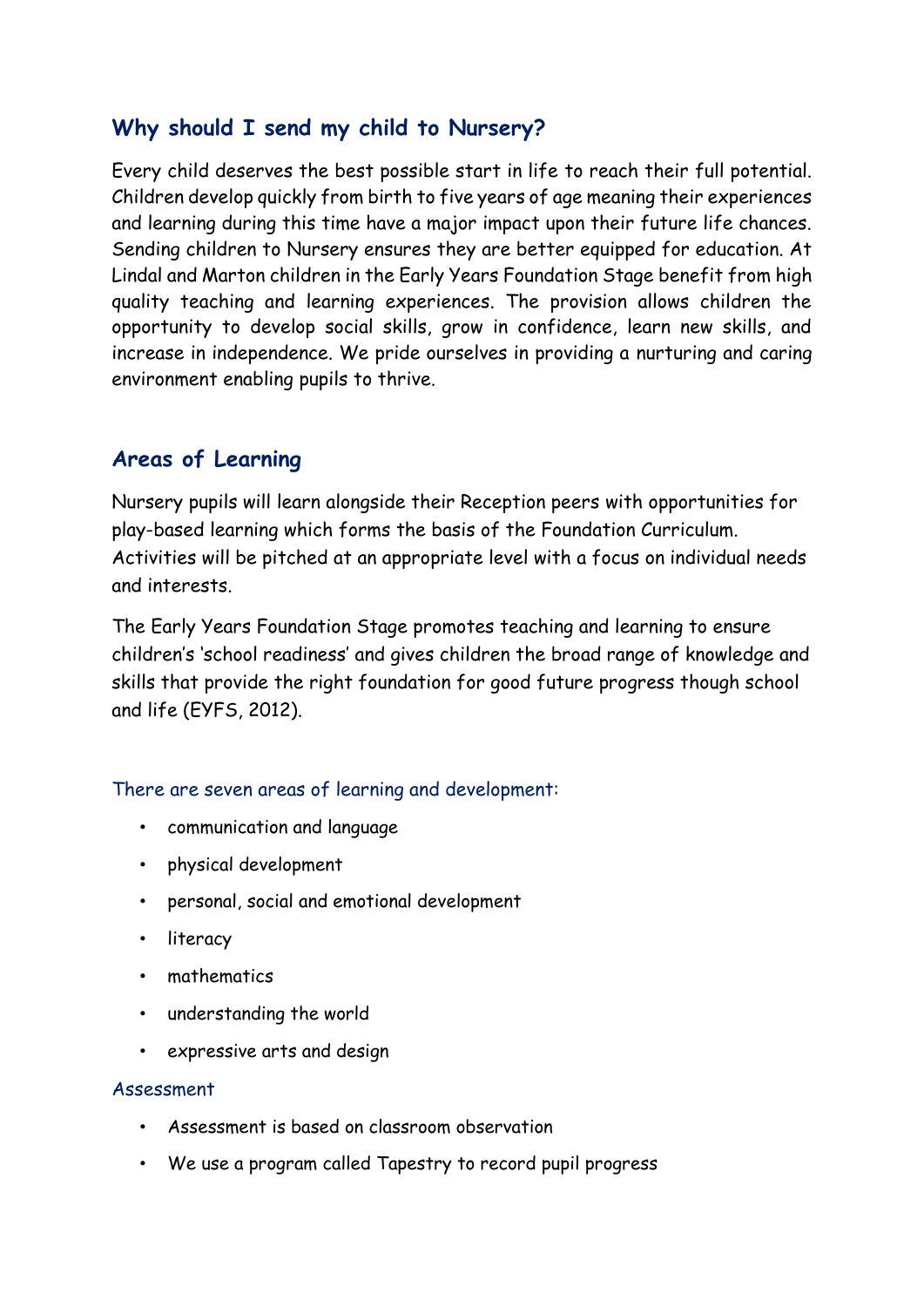## Why should I send my child to Nursery?

Every child deserves the best possible start in life to reach their full potential. Children develop quickly from birth to five years of age meaning their experiences and learning during this time have a major impact upon their future life chances. Sending children to Nursery ensures they are better equipped for education. At Lindal and Marton children in the Early Years Foundation Stage benefit from high quality teaching and learning experiences. The provision allows children the opportunity to develop social skills, grow in confidence, learn new skills, and increase in independence. We pride ourselves in providing a nurturing and caring environment enabling pupils to thrive.

## Areas of Learning

Nursery pupils will learn alongside their Reception peers with opportunities for play-based learning which forms the basis of the Foundation Curriculum. Activities will be pitched at an appropriate level with a focus on individual needs and interests.

The Early Years Foundation Stage promotes teaching and learning to ensure children's 'school readiness' and gives children the broad range of knowledge and skills that provide the right foundation for good future progress though school and life (EYFS, 2012).

### There are seven areas of learning and development:

- communication and language
- physical development
- personal, social and emotional development
- literacy
- mathematics
- understanding the world
- expressive arts and design

### Assessment

- Assessment is based on classroom observation
- We use a program called Tapestry to record pupil progress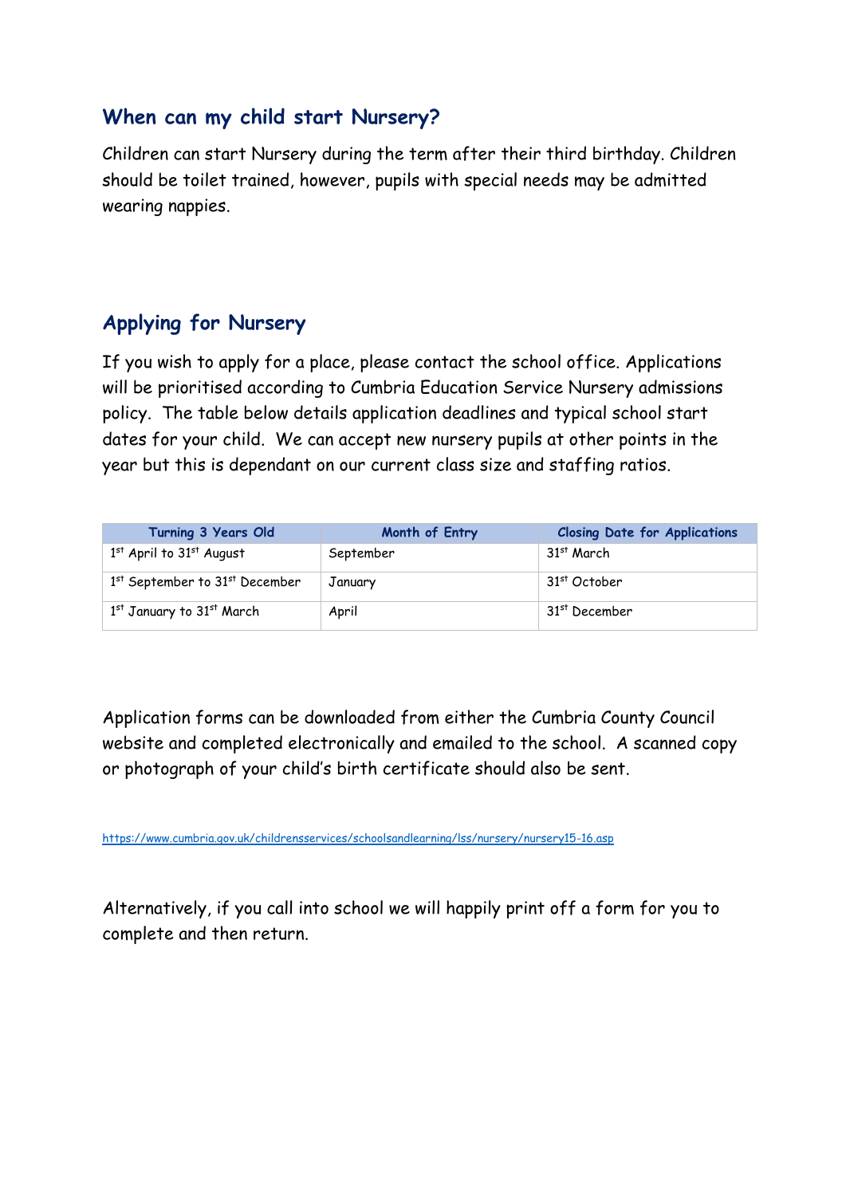## When can my child start Nursery?

Children can start Nursery during the term after their third birthday. Children should be toilet trained, however, pupils with special needs may be admitted wearing nappies.

## Applying for Nursery

If you wish to apply for a place, please contact the school office. Applications will be prioritised according to Cumbria Education Service Nursery admissions policy. The table below details application deadlines and typical school start dates for your child. We can accept new nursery pupils at other points in the year but this is dependant on our current class size and staffing ratios.

| Turning 3 Years Old | Month of Entry | Closing Date for Applications |
| --- | --- | --- |
| 1st April to 31st August | September | 31st March |
| 1st September to 31st December | January | 31st October |
| 1st January to 31st March | April | 31st December |

Application forms can be downloaded from either the Cumbria County Council website and completed electronically and emailed to the school. A scanned copy or photograph of your child's birth certificate should also be sent.

https://www.cumbria.gov.uk/childrensservices/schoolsandlearning/lss/nursery/nursery15-16.asp

Alternatively, if you call into school we will happily print off a form for you to complete and then return.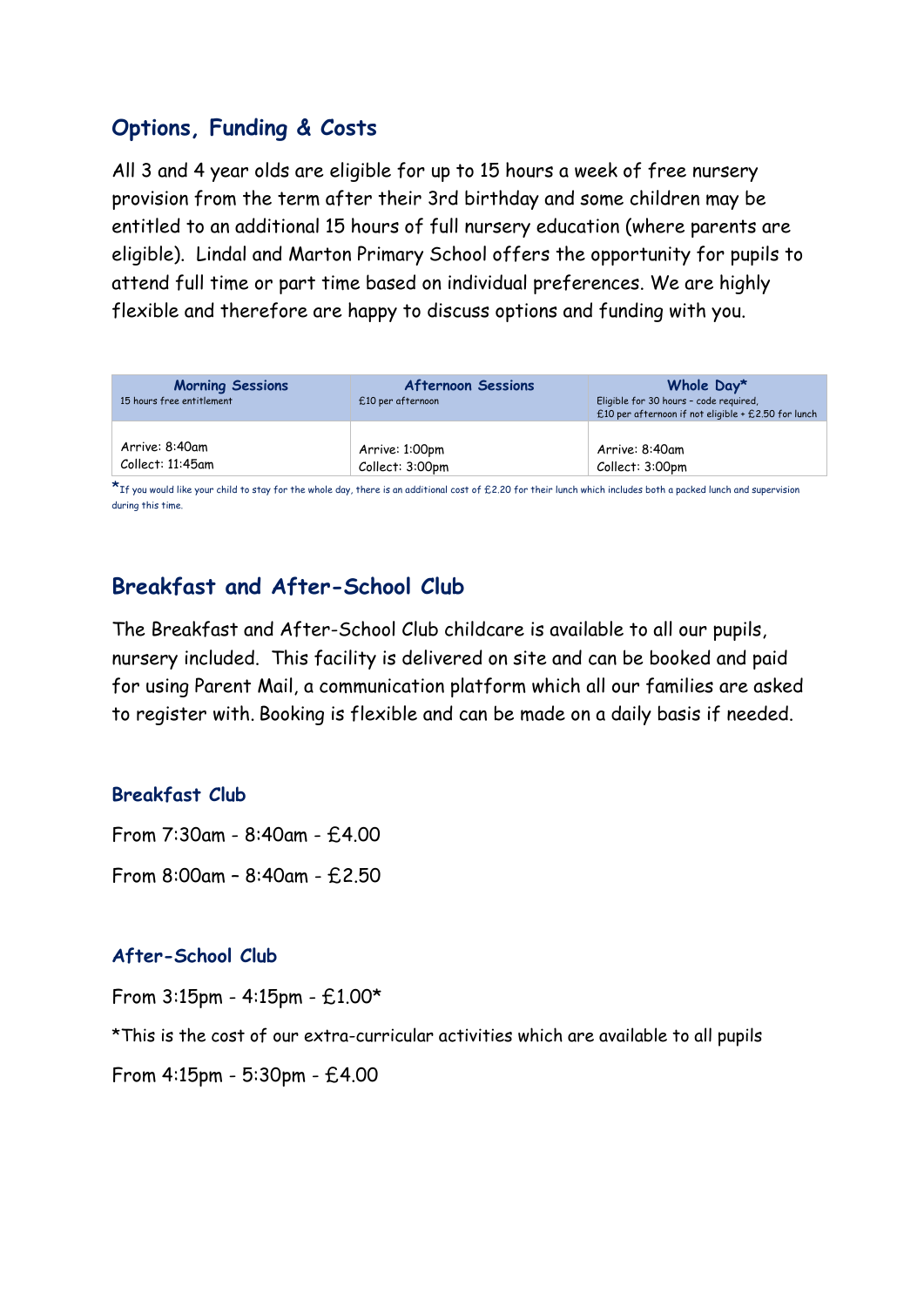## Options, Funding & Costs

All 3 and 4 year olds are eligible for up to 15 hours a week of free nursery provision from the term after their 3rd birthday and some children may be entitled to an additional 15 hours of full nursery education (where parents are eligible). Lindal and Marton Primary School offers the opportunity for pupils to attend full time or part time based on individual preferences. We are highly flexible and therefore are happy to discuss options and funding with you.

| **Morning Sessions**<br>15 hours free entitlement | **Afternoon Sessions**<br>£10 per afternoon | **Whole Day***<br>Eligible for 30 hours - code required,<br>£10 per afternoon if not eligible + £2.50 for lunch |
|---|---|---|
| Arrive: 8:40am<br>Collect: 11:45am | Arrive: 1:00pm<br>Collect: 3:00pm | Arrive: 8:40am<br>Collect: 3:00pm |

*If you would like your child to stay for the whole day, there is an additional cost of £2.20 for their lunch which includes both a packed lunch and supervision during this time.

## Breakfast and After-School Club

The Breakfast and After-School Club childcare is available to all our pupils, nursery included. This facility is delivered on site and can be booked and paid for using Parent Mail, a communication platform which all our families are asked to register with. Booking is flexible and can be made on a daily basis if needed.

### Breakfast Club

From 7:30am - 8:40am - £4.00

From 8:00am – 8:40am - £2.50

### After-School Club

From 3:15pm - 4:15pm - £1.00*

*This is the cost of our extra-curricular activities which are available to all pupils

From 4:15pm - 5:30pm - £4.00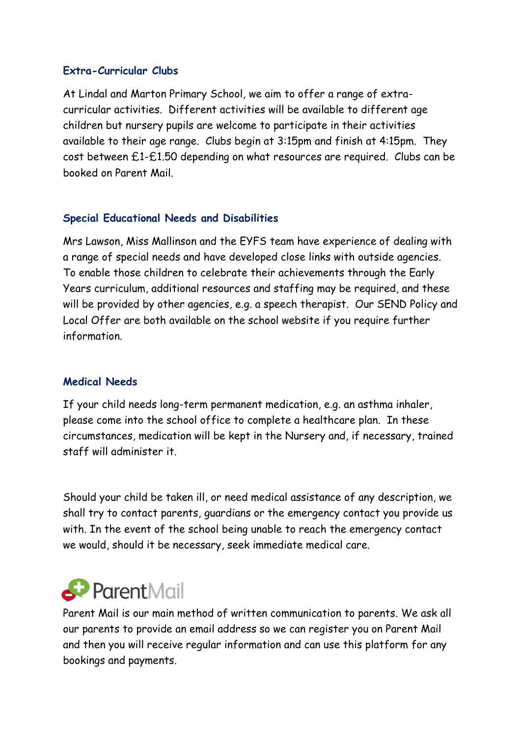### Extra-Curricular Clubs

At Lindal and Marton Primary School, we aim to offer a range of extra-curricular activities. Different activities will be available to different age children but nursery pupils are welcome to participate in their activities available to their age range. Clubs begin at 3:15pm and finish at 4:15pm. They cost between £1-£1.50 depending on what resources are required. Clubs can be booked on Parent Mail.

### Special Educational Needs and Disabilities

Mrs Lawson, Miss Mallinson and the EYFS team have experience of dealing with a range of special needs and have developed close links with outside agencies. To enable those children to celebrate their achievements through the Early Years curriculum, additional resources and staffing may be required, and these will be provided by other agencies, e.g. a speech therapist. Our SEND Policy and Local Offer are both available on the school website if you require further information.

### Medical Needs

If your child needs long-term permanent medication, e.g. an asthma inhaler, please come into the school office to complete a healthcare plan. In these circumstances, medication will be kept in the Nursery and, if necessary, trained staff will administer it.

Should your child be taken ill, or need medical assistance of any description, we shall try to contact parents, guardians or the emergency contact you provide us with. In the event of the school being unable to reach the emergency contact we would, should it be necessary, seek immediate medical care.

### ParentMail

Parent Mail is our main method of written communication to parents. We ask all our parents to provide an email address so we can register you on Parent Mail and then you will receive regular information and can use this platform for any bookings and payments.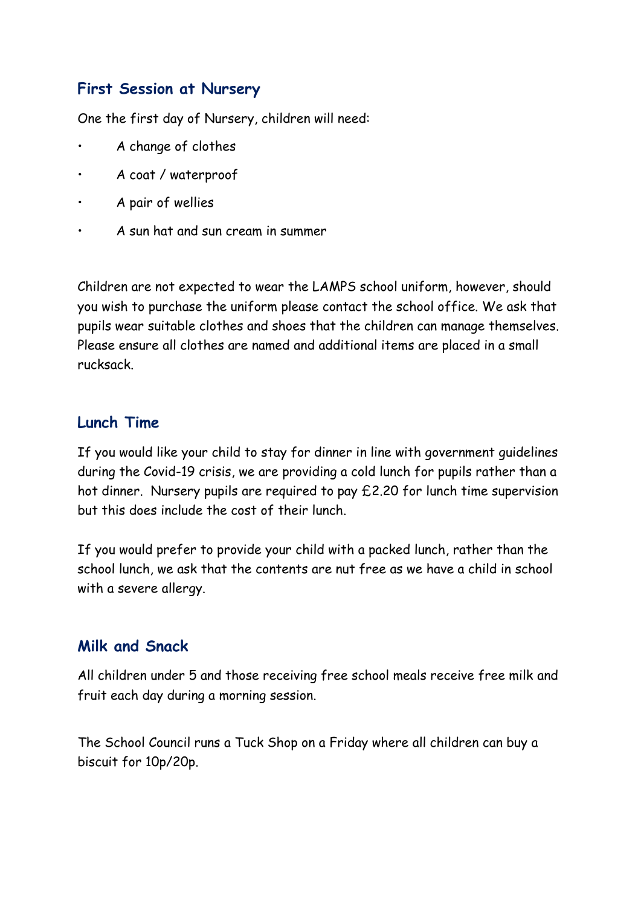## First Session at Nursery

One the first day of Nursery, children will need:

- A change of clothes
- A coat / waterproof
- A pair of wellies
- A sun hat and sun cream in summer

Children are not expected to wear the LAMPS school uniform, however, should you wish to purchase the uniform please contact the school office. We ask that pupils wear suitable clothes and shoes that the children can manage themselves. Please ensure all clothes are named and additional items are placed in a small rucksack.

## Lunch Time

If you would like your child to stay for dinner in line with government guidelines during the Covid-19 crisis, we are providing a cold lunch for pupils rather than a hot dinner. Nursery pupils are required to pay £2.20 for lunch time supervision but this does include the cost of their lunch.

If you would prefer to provide your child with a packed lunch, rather than the school lunch, we ask that the contents are nut free as we have a child in school with a severe allergy.

## Milk and Snack

All children under 5 and those receiving free school meals receive free milk and fruit each day during a morning session.

The School Council runs a Tuck Shop on a Friday where all children can buy a biscuit for 10p/20p.